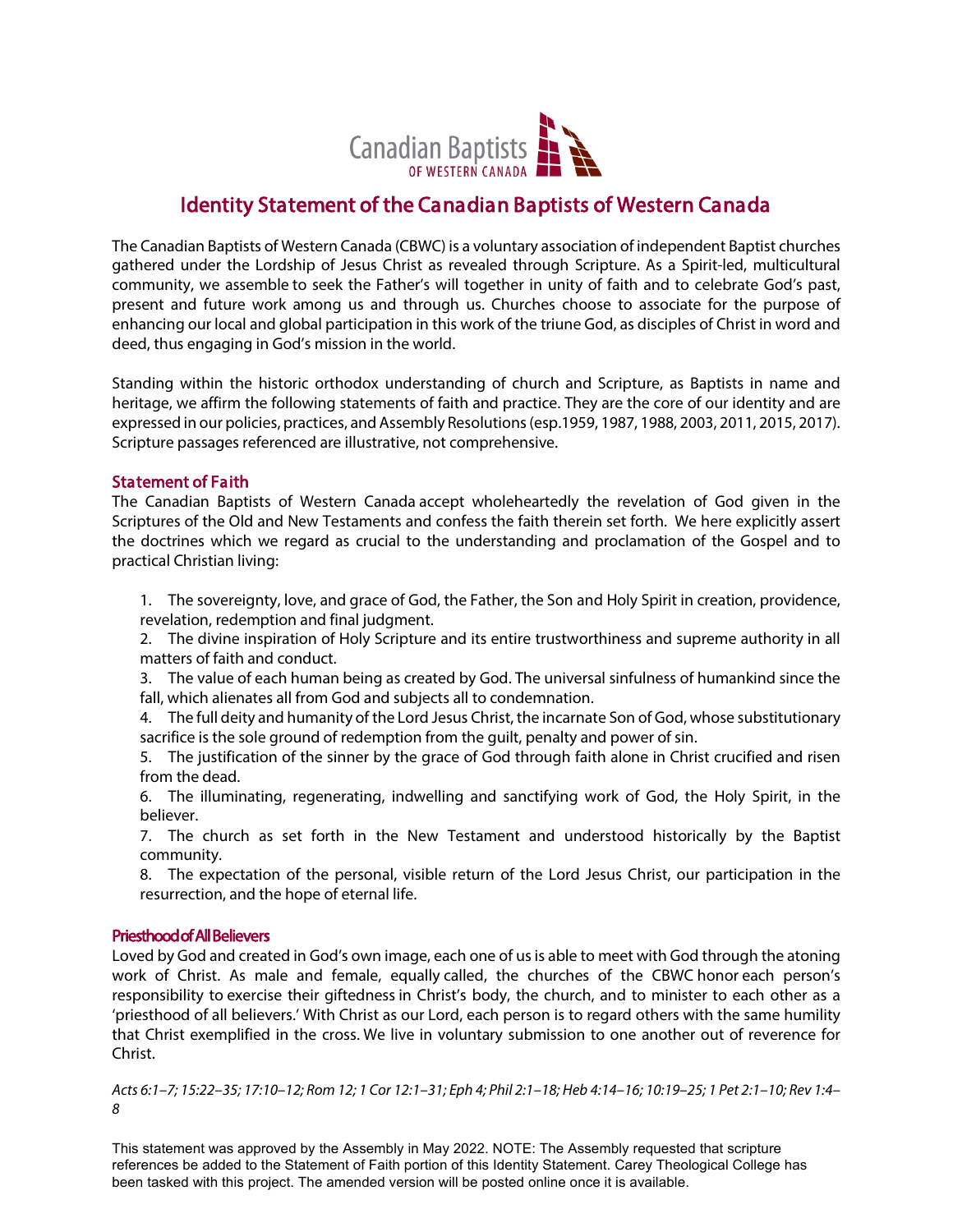Canadian Baptists
OF WESTERN CANADA

# Identity Statement of the Canadian Baptists of Western Canada

The Canadian Baptists of Western Canada (CBWC) is a voluntary association of independent Baptist churches gathered under the Lordship of Jesus Christ as revealed through Scripture. As a Spirit-led, multicultural community, we assemble to seek the Father's will together in unity of faith and to celebrate God's past, present and future work among us and through us. Churches choose to associate for the purpose of enhancing our local and global participation in this work of the triune God, as disciples of Christ in word and deed, thus engaging in God's mission in the world.

Standing within the historic orthodox understanding of church and Scripture, as Baptists in name and heritage, we affirm the following statements of faith and practice. They are the core of our identity and are expressed in our policies, practices, and Assembly Resolutions (esp.1959, 1987, 1988, 2003, 2011, 2015, 2017). Scripture passages referenced are illustrative, not comprehensive.

## Statement of Faith

The Canadian Baptists of Western Canada accept wholeheartedly the revelation of God given in the Scriptures of the Old and New Testaments and confess the faith therein set forth. We here explicitly assert the doctrines which we regard as crucial to the understanding and proclamation of the Gospel and to practical Christian living:

1. The sovereignty, love, and grace of God, the Father, the Son and Holy Spirit in creation, providence, revelation, redemption and final judgment.
2. The divine inspiration of Holy Scripture and its entire trustworthiness and supreme authority in all matters of faith and conduct.
3. The value of each human being as created by God. The universal sinfulness of humankind since the fall, which alienates all from God and subjects all to condemnation.
4. The full deity and humanity of the Lord Jesus Christ, the incarnate Son of God, whose substitutionary sacrifice is the sole ground of redemption from the guilt, penalty and power of sin.
5. The justification of the sinner by the grace of God through faith alone in Christ crucified and risen from the dead.
6. The illuminating, regenerating, indwelling and sanctifying work of God, the Holy Spirit, in the believer.
7. The church as set forth in the New Testament and understood historically by the Baptist community.
8. The expectation of the personal, visible return of the Lord Jesus Christ, our participation in the resurrection, and the hope of eternal life.

## Priesthood of All Believers

Loved by God and created in God's own image, each one of us is able to meet with God through the atoning work of Christ. As male and female, equally called, the churches of the CBWC honor each person's responsibility to exercise their giftedness in Christ's body, the church, and to minister to each other as a 'priesthood of all believers.' With Christ as our Lord, each person is to regard others with the same humility that Christ exemplified in the cross. We live in voluntary submission to one another out of reverence for Christ.

*Acts 6:1–7; 15:22–35; 17:10–12; Rom 12; 1 Cor 12:1–31; Eph 4; Phil 2:1–18; Heb 4:14–16; 10:19–25; 1 Pet 2:1–10; Rev 1:4–8*

This statement was approved by the Assembly in May 2022. NOTE: The Assembly requested that scripture references be added to the Statement of Faith portion of this Identity Statement. Carey Theological College has been tasked with this project. The amended version will be posted online once it is available.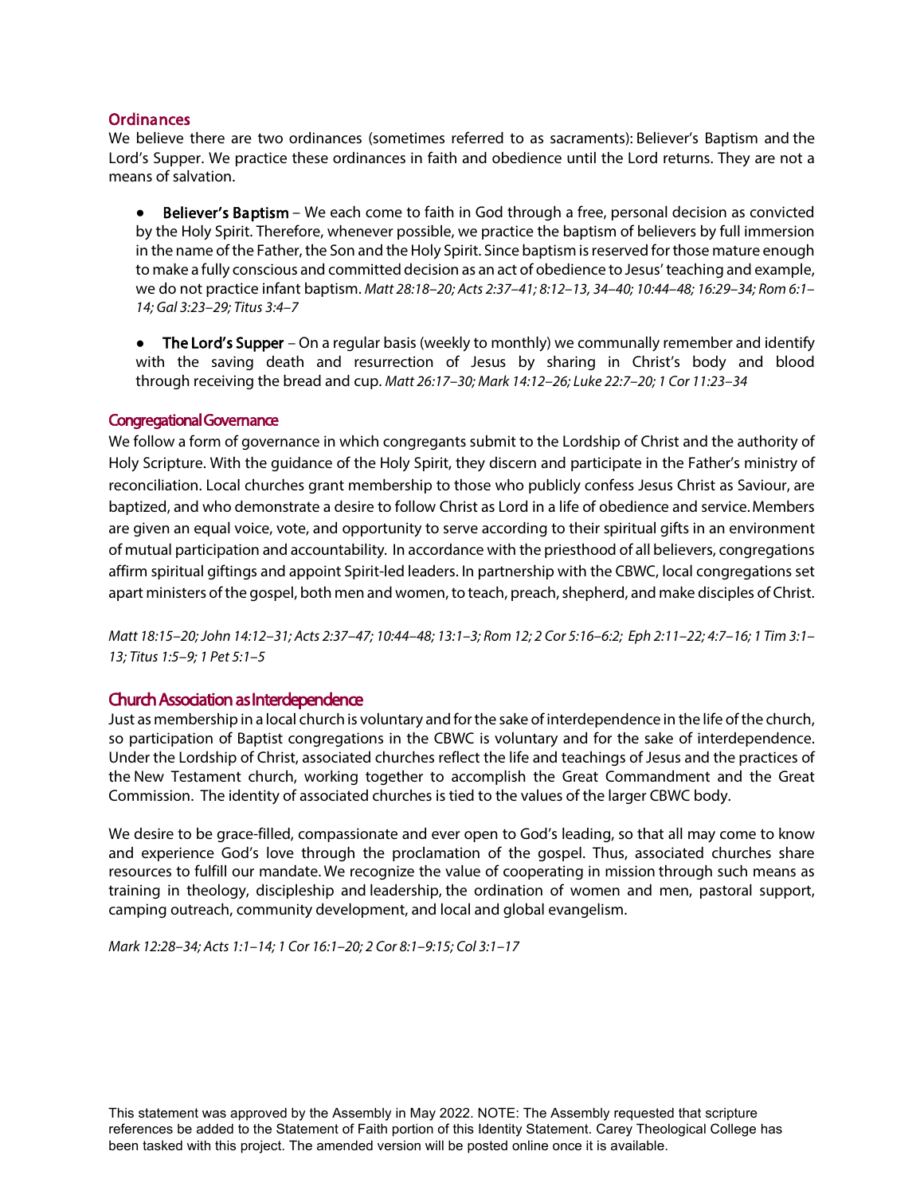### Ordinances

We believe there are two ordinances (sometimes referred to as sacraments): Believer's Baptism and the Lord's Supper. We practice these ordinances in faith and obedience until the Lord returns. They are not a means of salvation.

- **Believer's Baptism** – We each come to faith in God through a free, personal decision as convicted by the Holy Spirit. Therefore, whenever possible, we practice the baptism of believers by full immersion in the name of the Father, the Son and the Holy Spirit. Since baptism is reserved for those mature enough to make a fully conscious and committed decision as an act of obedience to Jesus' teaching and example, we do not practice infant baptism. *Matt 28:18–20; Acts 2:37–41; 8:12–13, 34–40; 10:44–48; 16:29–34; Rom 6:1–14; Gal 3:23–29; Titus 3:4–7*

- **The Lord's Supper** – On a regular basis (weekly to monthly) we communally remember and identify with the saving death and resurrection of Jesus by sharing in Christ's body and blood through receiving the bread and cup. *Matt 26:17–30; Mark 14:12–26; Luke 22:7–20; 1 Cor 11:23–34*

### Congregational Governance

We follow a form of governance in which congregants submit to the Lordship of Christ and the authority of Holy Scripture. With the guidance of the Holy Spirit, they discern and participate in the Father's ministry of reconciliation. Local churches grant membership to those who publicly confess Jesus Christ as Saviour, are baptized, and who demonstrate a desire to follow Christ as Lord in a life of obedience and service. Members are given an equal voice, vote, and opportunity to serve according to their spiritual gifts in an environment of mutual participation and accountability. In accordance with the priesthood of all believers, congregations affirm spiritual giftings and appoint Spirit-led leaders. In partnership with the CBWC, local congregations set apart ministers of the gospel, both men and women, to teach, preach, shepherd, and make disciples of Christ.

*Matt 18:15–20; John 14:12–31; Acts 2:37–47; 10:44–48; 13:1–3; Rom 12; 2 Cor 5:16–6:2; Eph 2:11–22; 4:7–16; 1 Tim 3:1–13; Titus 1:5–9; 1 Pet 5:1–5*

### Church Association as Interdependence

Just as membership in a local church is voluntary and for the sake of interdependence in the life of the church, so participation of Baptist congregations in the CBWC is voluntary and for the sake of interdependence. Under the Lordship of Christ, associated churches reflect the life and teachings of Jesus and the practices of the New Testament church, working together to accomplish the Great Commandment and the Great Commission. The identity of associated churches is tied to the values of the larger CBWC body.

We desire to be grace-filled, compassionate and ever open to God's leading, so that all may come to know and experience God's love through the proclamation of the gospel. Thus, associated churches share resources to fulfill our mandate. We recognize the value of cooperating in mission through such means as training in theology, discipleship and leadership, the ordination of women and men, pastoral support, camping outreach, community development, and local and global evangelism.

*Mark 12:28–34; Acts 1:1–14; 1 Cor 16:1–20; 2 Cor 8:1–9:15; Col 3:1–17*

This statement was approved by the Assembly in May 2022. NOTE: The Assembly requested that scripture references be added to the Statement of Faith portion of this Identity Statement. Carey Theological College has been tasked with this project. The amended version will be posted online once it is available.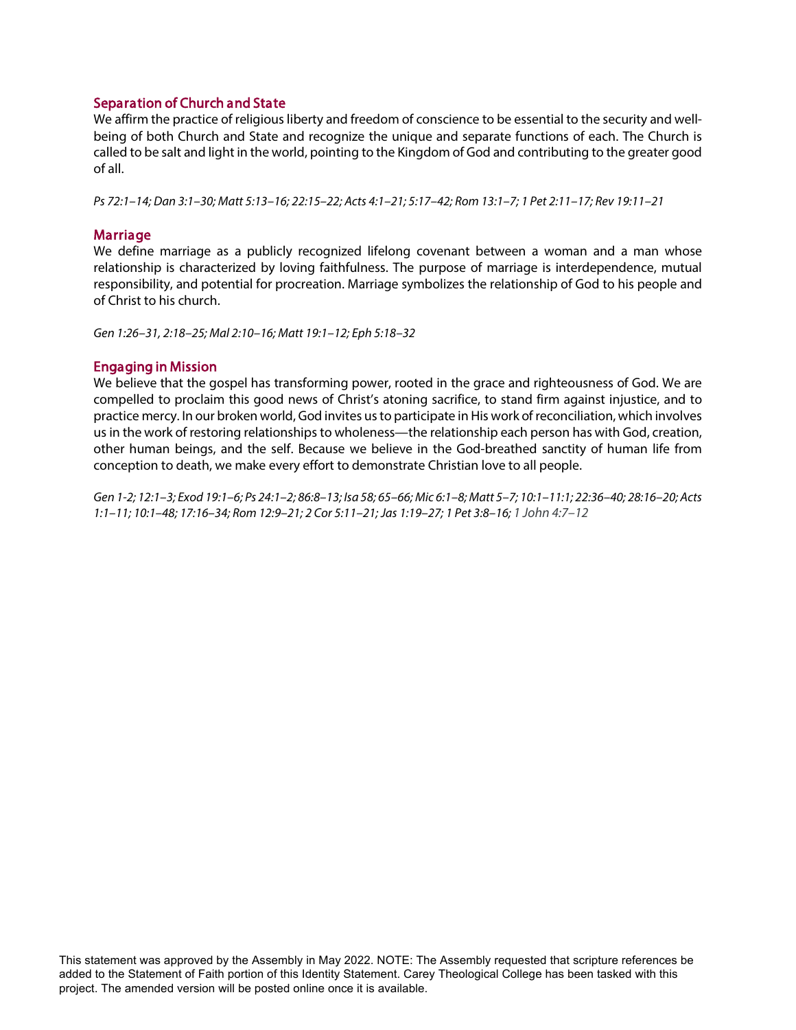## Separation of Church and State

We affirm the practice of religious liberty and freedom of conscience to be essential to the security and well-being of both Church and State and recognize the unique and separate functions of each. The Church is called to be salt and light in the world, pointing to the Kingdom of God and contributing to the greater good of all.

*Ps 72:1–14; Dan 3:1–30; Matt 5:13–16; 22:15–22; Acts 4:1–21; 5:17–42; Rom 13:1–7; 1 Pet 2:11–17; Rev 19:11–21*

## Marriage

We define marriage as a publicly recognized lifelong covenant between a woman and a man whose relationship is characterized by loving faithfulness. The purpose of marriage is interdependence, mutual responsibility, and potential for procreation. Marriage symbolizes the relationship of God to his people and of Christ to his church.

*Gen 1:26–31, 2:18–25; Mal 2:10–16; Matt 19:1–12; Eph 5:18–32*

## Engaging in Mission

We believe that the gospel has transforming power, rooted in the grace and righteousness of God. We are compelled to proclaim this good news of Christ's atoning sacrifice, to stand firm against injustice, and to practice mercy. In our broken world, God invites us to participate in His work of reconciliation, which involves us in the work of restoring relationships to wholeness—the relationship each person has with God, creation, other human beings, and the self. Because we believe in the God-breathed sanctity of human life from conception to death, we make every effort to demonstrate Christian love to all people.

*Gen 1-2; 12:1–3; Exod 19:1–6; Ps 24:1–2; 86:8–13; Isa 58; 65–66; Mic 6:1–8; Matt 5–7; 10:1–11:1; 22:36–40; 28:16–20; Acts 1:1–11; 10:1–48; 17:16–34; Rom 12:9–21; 2 Cor 5:11–21; Jas 1:19–27; 1 Pet 3:8–16; 1 John 4:7–12*

This statement was approved by the Assembly in May 2022. NOTE: The Assembly requested that scripture references be added to the Statement of Faith portion of this Identity Statement. Carey Theological College has been tasked with this project. The amended version will be posted online once it is available.